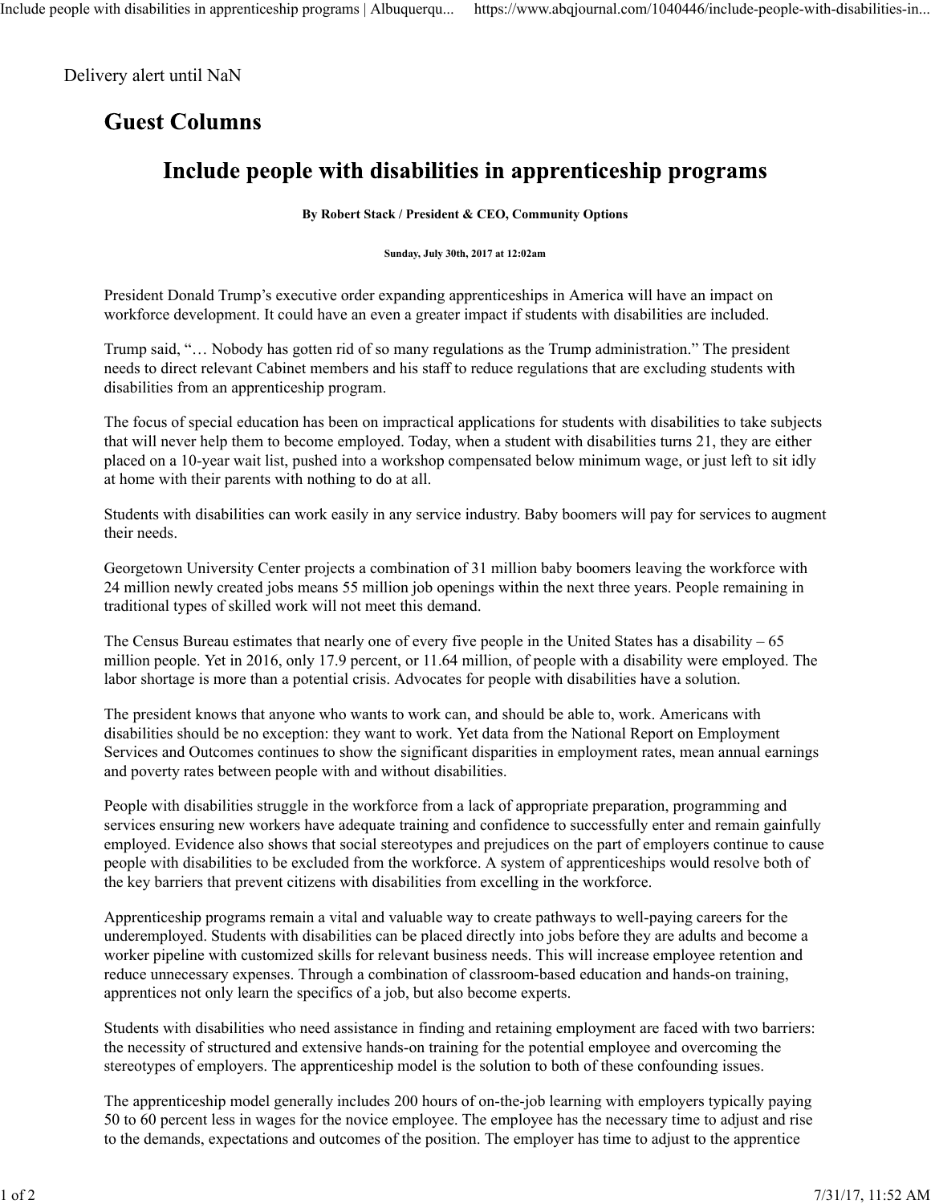Delivery alert until NaN

## Guest Columns

# Include people with disabilities in apprenticeship programs

**By Robert Stack / President & CEO, Community Options**

**Sunday, July 30th, 2017 at 12:02am**

President Donald Trump's executive order expanding apprenticeships in America will have an impact on workforce development. It could have an even a greater impact if students with disabilities are included.

Trump said, "… Nobody has gotten rid of so many regulations as the Trump administration." The president needs to direct relevant Cabinet members and his staff to reduce regulations that are excluding students with disabilities from an apprenticeship program.

The focus of special education has been on impractical applications for students with disabilities to take subjects that will never help them to become employed. Today, when a student with disabilities turns 21, they are either placed on a 10-year wait list, pushed into a workshop compensated below minimum wage, or just left to sit idly at home with their parents with nothing to do at all.

Students with disabilities can work easily in any service industry. Baby boomers will pay for services to augment their needs.

Georgetown University Center projects a combination of 31 million baby boomers leaving the workforce with 24 million newly created jobs means 55 million job openings within the next three years. People remaining in traditional types of skilled work will not meet this demand.

The Census Bureau estimates that nearly one of every five people in the United States has a disability – 65 million people. Yet in 2016, only 17.9 percent, or 11.64 million, of people with a disability were employed. The labor shortage is more than a potential crisis. Advocates for people with disabilities have a solution.

The president knows that anyone who wants to work can, and should be able to, work. Americans with disabilities should be no exception: they want to work. Yet data from the National Report on Employment Services and Outcomes continues to show the significant disparities in employment rates, mean annual earnings and poverty rates between people with and without disabilities.

People with disabilities struggle in the workforce from a lack of appropriate preparation, programming and services ensuring new workers have adequate training and confidence to successfully enter and remain gainfully employed. Evidence also shows that social stereotypes and prejudices on the part of employers continue to cause people with disabilities to be excluded from the workforce. A system of apprenticeships would resolve both of the key barriers that prevent citizens with disabilities from excelling in the workforce.

Apprenticeship programs remain a vital and valuable way to create pathways to well-paying careers for the underemployed. Students with disabilities can be placed directly into jobs before they are adults and become a worker pipeline with customized skills for relevant business needs. This will increase employee retention and reduce unnecessary expenses. Through a combination of classroom-based education and hands-on training, apprentices not only learn the specifics of a job, but also become experts.

Students with disabilities who need assistance in finding and retaining employment are faced with two barriers: the necessity of structured and extensive hands-on training for the potential employee and overcoming the stereotypes of employers. The apprenticeship model is the solution to both of these confounding issues.

The apprenticeship model generally includes 200 hours of on-the-job learning with employers typically paying 50 to 60 percent less in wages for the novice employee. The employee has the necessary time to adjust and rise to the demands, expectations and outcomes of the position. The employer has time to adjust to the apprentice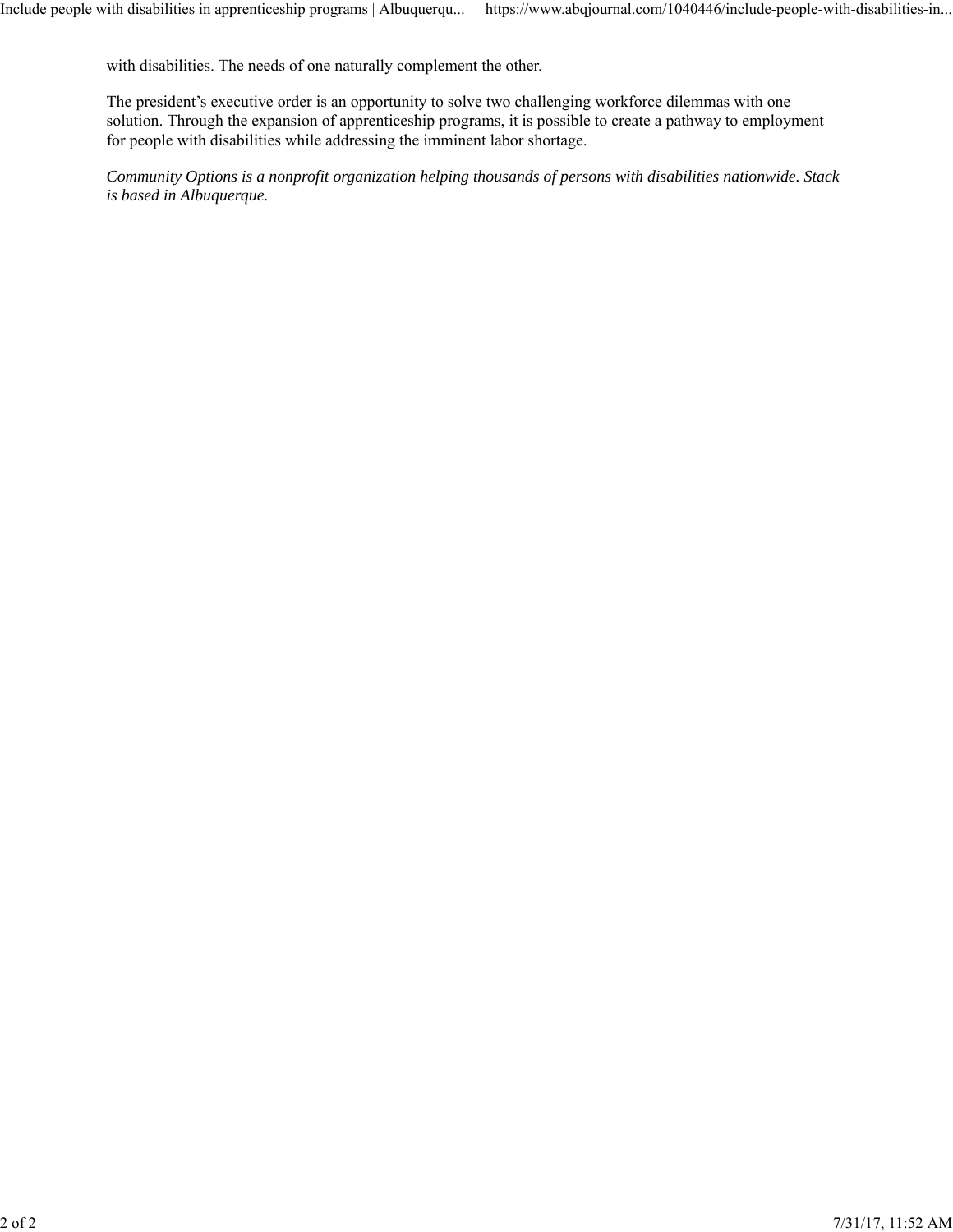with disabilities. The needs of one naturally complement the other.

The president's executive order is an opportunity to solve two challenging workforce dilemmas with one solution. Through the expansion of apprenticeship programs, it is possible to create a pathway to employment for people with disabilities while addressing the imminent labor shortage.

*Community Options is a nonprofit organization helping thousands of persons with disabilities nationwide. Stack is based in Albuquerque.*